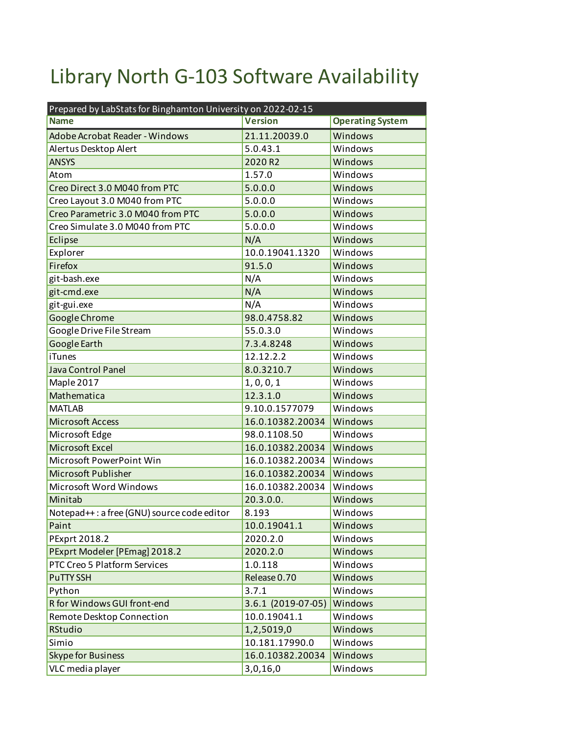# Library North G-103 Software Availability

| Prepared by LabStats for Binghamton University on 2022-02-15 | | |
|---|---|---|
| **Name** | **Version** | **Operating System** |
| Adobe Acrobat Reader - Windows | 21.11.20039.0 | Windows |
| Alertus Desktop Alert | 5.0.43.1 | Windows |
| ANSYS | 2020 R2 | Windows |
| Atom | 1.57.0 | Windows |
| Creo Direct 3.0 M040 from PTC | 5.0.0.0 | Windows |
| Creo Layout 3.0 M040 from PTC | 5.0.0.0 | Windows |
| Creo Parametric 3.0 M040 from PTC | 5.0.0.0 | Windows |
| Creo Simulate 3.0 M040 from PTC | 5.0.0.0 | Windows |
| Eclipse | N/A | Windows |
| Explorer | 10.0.19041.1320 | Windows |
| Firefox | 91.5.0 | Windows |
| git-bash.exe | N/A | Windows |
| git-cmd.exe | N/A | Windows |
| git-gui.exe | N/A | Windows |
| Google Chrome | 98.0.4758.82 | Windows |
| Google Drive File Stream | 55.0.3.0 | Windows |
| Google Earth | 7.3.4.8248 | Windows |
| iTunes | 12.12.2.2 | Windows |
| Java Control Panel | 8.0.3210.7 | Windows |
| Maple 2017 | 1, 0, 0, 1 | Windows |
| Mathematica | 12.3.1.0 | Windows |
| MATLAB | 9.10.0.1577079 | Windows |
| Microsoft Access | 16.0.10382.20034 | Windows |
| Microsoft Edge | 98.0.1108.50 | Windows |
| Microsoft Excel | 16.0.10382.20034 | Windows |
| Microsoft PowerPoint Win | 16.0.10382.20034 | Windows |
| Microsoft Publisher | 16.0.10382.20034 | Windows |
| Microsoft Word Windows | 16.0.10382.20034 | Windows |
| Minitab | 20.3.0.0. | Windows |
| Notepad++ : a free (GNU) source code editor | 8.193 | Windows |
| Paint | 10.0.19041.1 | Windows |
| PExprt 2018.2 | 2020.2.0 | Windows |
| PExprt Modeler [PEmag] 2018.2 | 2020.2.0 | Windows |
| PTC Creo 5 Platform Services | 1.0.118 | Windows |
| PuTTY SSH | Release 0.70 | Windows |
| Python | 3.7.1 | Windows |
| R for Windows GUI front-end | 3.6.1 (2019-07-05) | Windows |
| Remote Desktop Connection | 10.0.19041.1 | Windows |
| RStudio | 1,2,5019,0 | Windows |
| Simio | 10.181.17990.0 | Windows |
| Skype for Business | 16.0.10382.20034 | Windows |
| VLC media player | 3,0,16,0 | Windows |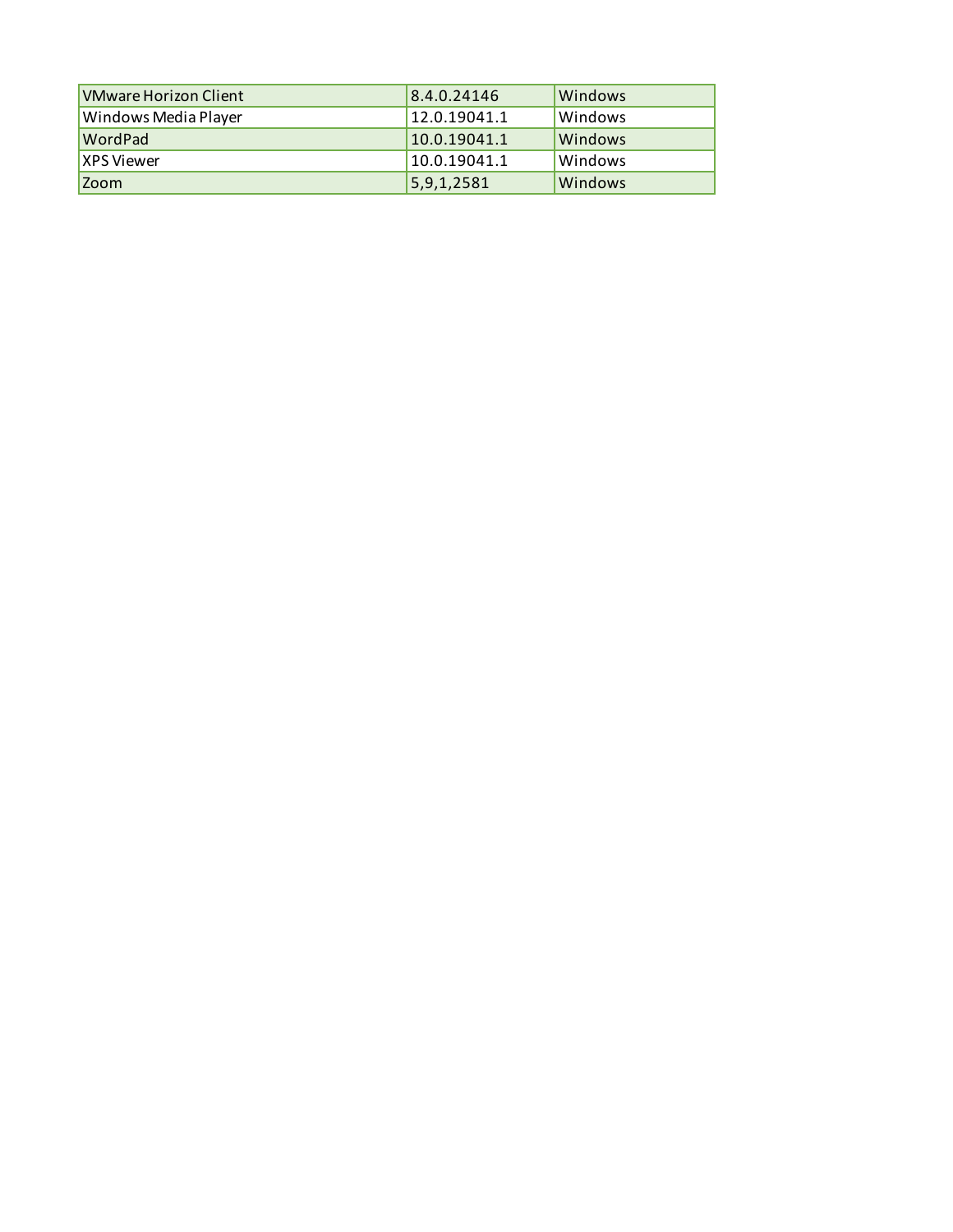| | | |
|---|---|---|
| VMware Horizon Client | 8.4.0.24146 | Windows |
| Windows Media Player | 12.0.19041.1 | Windows |
| WordPad | 10.0.19041.1 | Windows |
| XPS Viewer | 10.0.19041.1 | Windows |
| Zoom | 5,9,1,2581 | Windows |